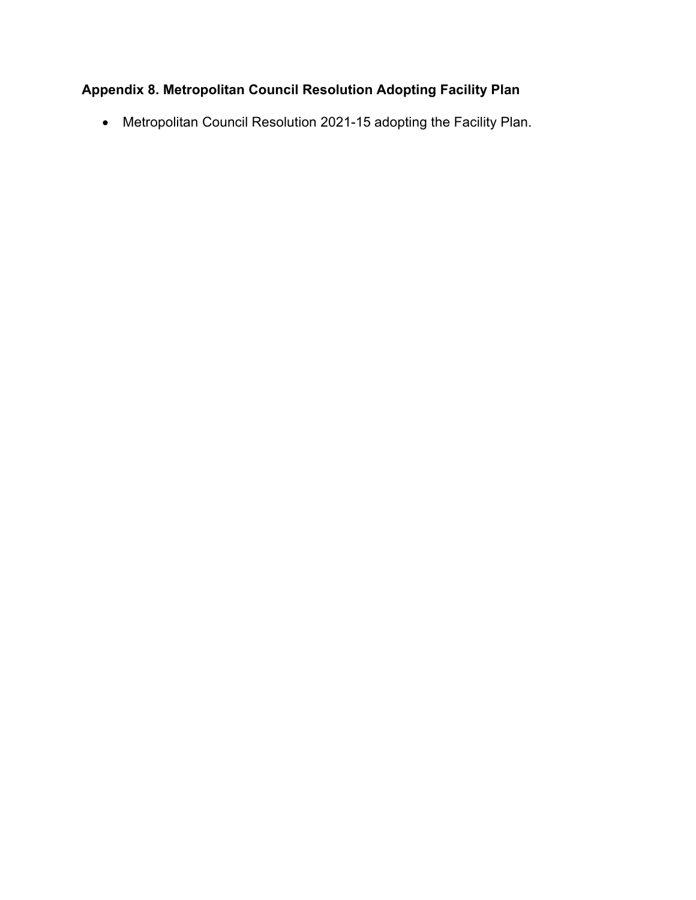## Appendix 8. Metropolitan Council Resolution Adopting Facility Plan

- Metropolitan Council Resolution 2021-15 adopting the Facility Plan.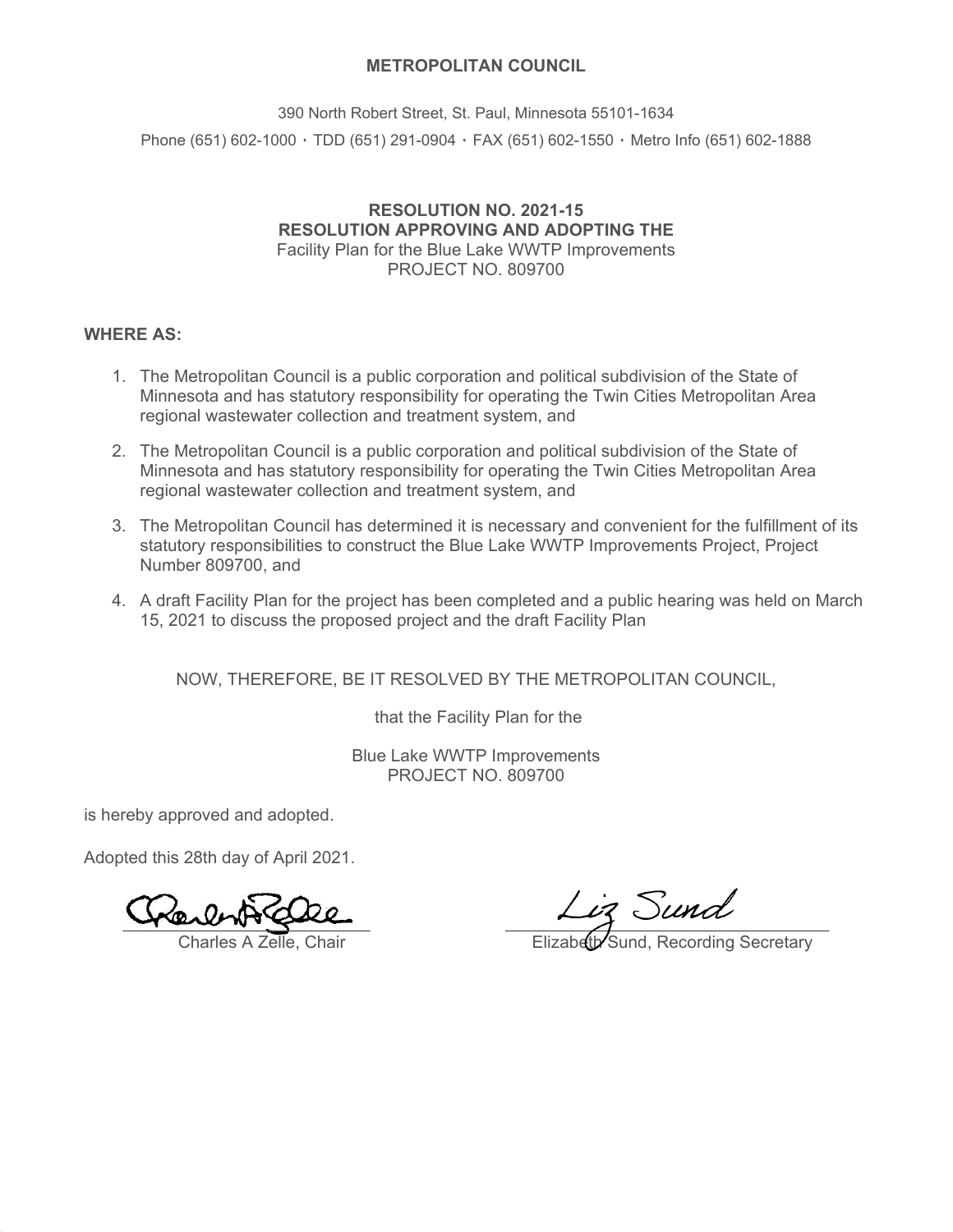**METROPOLITAN COUNCIL**

390 North Robert Street, St. Paul, Minnesota 55101-1634

Phone (651) 602-1000 ⋅ TDD (651) 291-0904 ⋅ FAX (651) 602-1550 ⋅ Metro Info (651) 602-1888

**RESOLUTION NO. 2021-15**
**RESOLUTION APPROVING AND ADOPTING THE**
Facility Plan for the Blue Lake WWTP Improvements
PROJECT NO. 809700

**WHERE AS:**

1. The Metropolitan Council is a public corporation and political subdivision of the State of Minnesota and has statutory responsibility for operating the Twin Cities Metropolitan Area regional wastewater collection and treatment system, and
2. The Metropolitan Council is a public corporation and political subdivision of the State of Minnesota and has statutory responsibility for operating the Twin Cities Metropolitan Area regional wastewater collection and treatment system, and
3. The Metropolitan Council has determined it is necessary and convenient for the fulfillment of its statutory responsibilities to construct the Blue Lake WWTP Improvements Project, Project Number 809700, and
4. A draft Facility Plan for the project has been completed and a public hearing was held on March 15, 2021 to discuss the proposed project and the draft Facility Plan

NOW, THEREFORE, BE IT RESOLVED BY THE METROPOLITAN COUNCIL,

that the Facility Plan for the

Blue Lake WWTP Improvements
PROJECT NO. 809700

is hereby approved and adopted.

Adopted this 28th day of April 2021.

Charles A Zelle, Chair

Elizabeth Sund, Recording Secretary